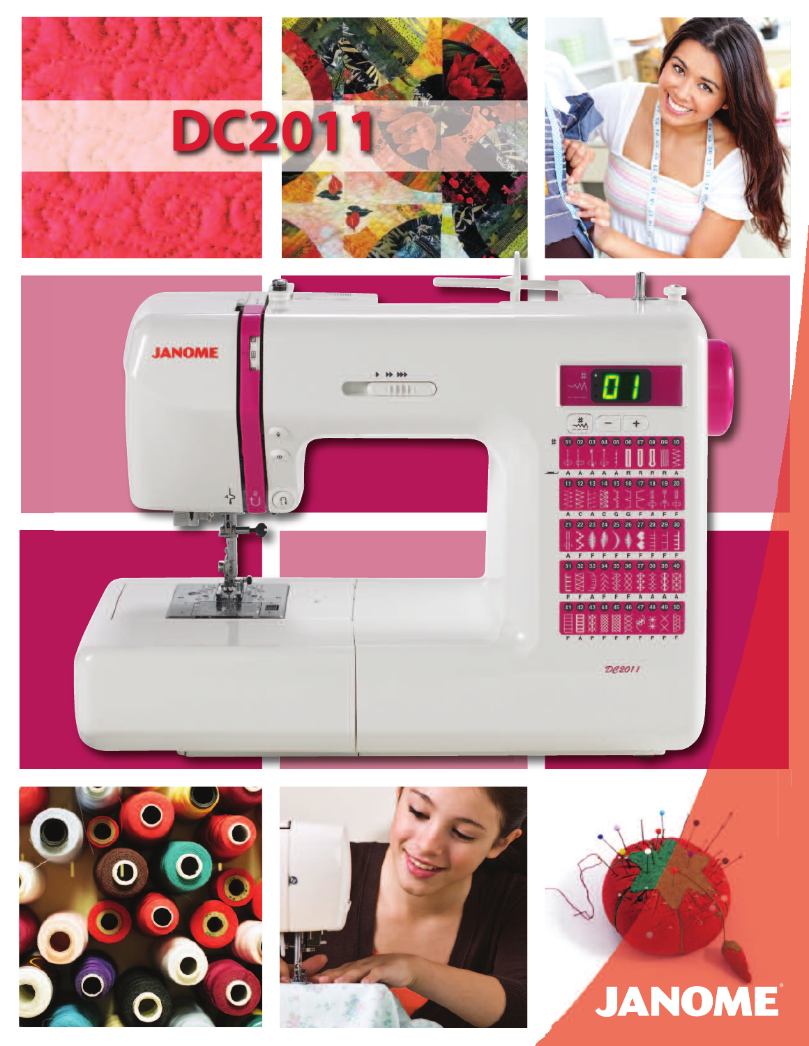# DC2011

JANOME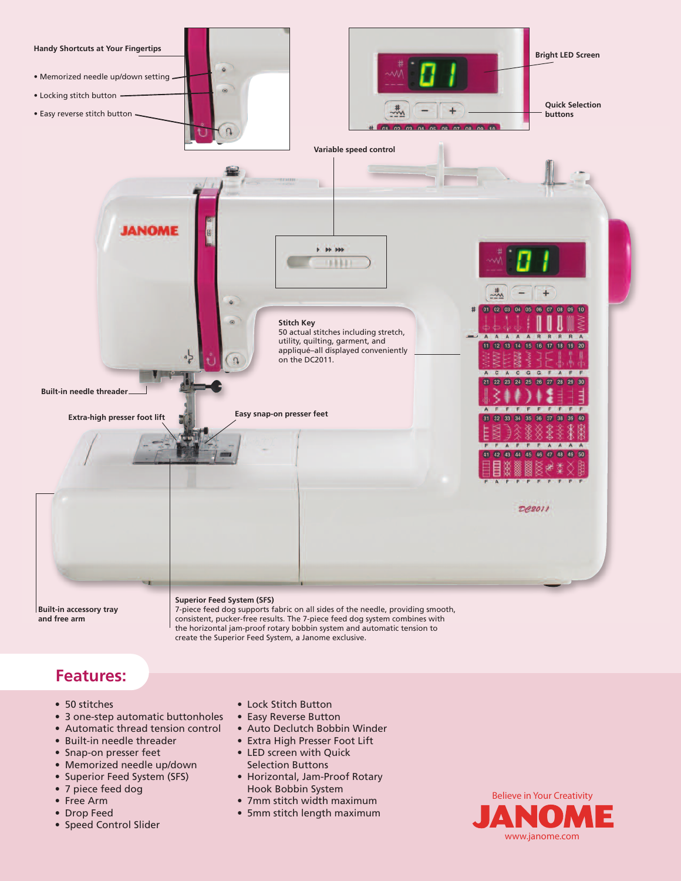Handy Shortcuts at Your Fingertips

- Memorized needle up/down setting
- Locking stitch button
- Easy reverse stitch button

Bright LED Screen

Quick Selection buttons

Variable speed control

**Stitch Key**
50 actual stitches including stretch, utility, quilting, garment, and appliqué–all displayed conveniently on the DC2011.

Built-in needle threader

Extra-high presser foot lift

Easy snap-on presser feet

Built-in accessory tray and free arm

**Superior Feed System (SFS)**
7-piece feed dog supports fabric on all sides of the needle, providing smooth, consistent, pucker-free results. The 7-piece feed dog system combines with the horizontal jam-proof rotary bobbin system and automatic tension to create the Superior Feed System, a Janome exclusive.

## Features:

- 50 stitches
- 3 one-step automatic buttonholes
- Automatic thread tension control
- Built-in needle threader
- Snap-on presser feet
- Memorized needle up/down
- Superior Feed System (SFS)
- 7 piece feed dog
- Free Arm
- Drop Feed
- Speed Control Slider
- Lock Stitch Button
- Easy Reverse Button
- Auto Declutch Bobbin Winder
- Extra High Presser Foot Lift
- LED screen with Quick Selection Buttons
- Horizontal, Jam-Proof Rotary Hook Bobbin System
- 7mm stitch width maximum
- 5mm stitch length maximum

Believe in Your Creativity
JANOME
www.janome.com